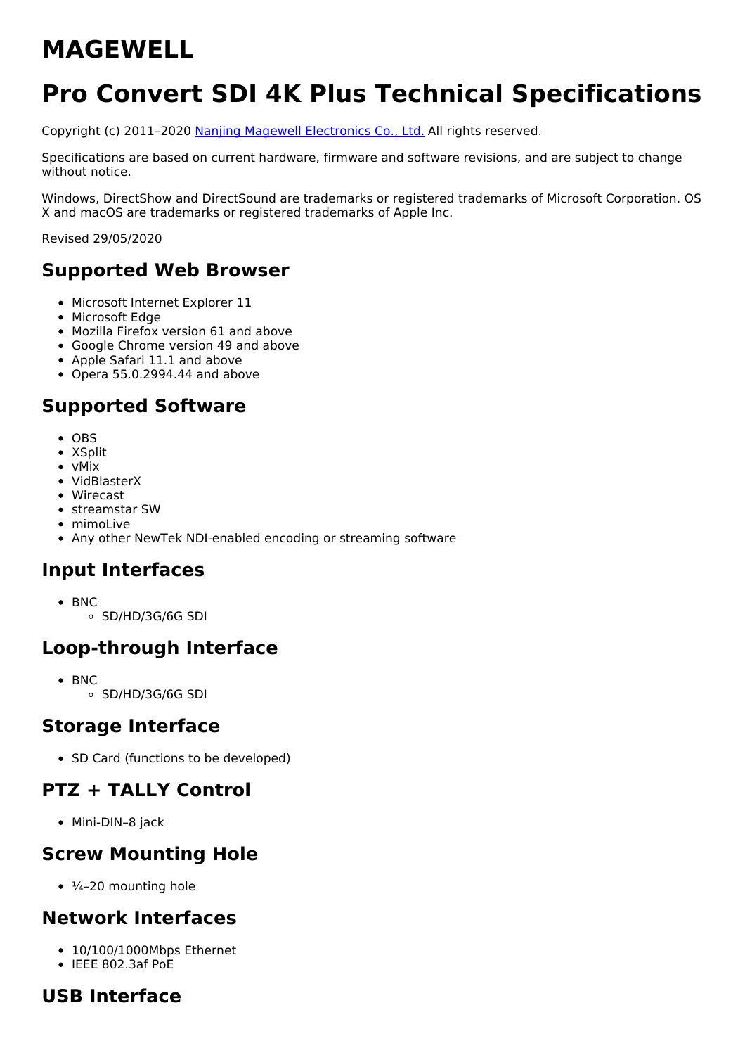# MAGEWELL

# Pro Convert SDI 4K Plus Technical Specifications

Copyright (c) 2011–2020 [Nanjing Magewell Electronics Co., Ltd.](#) All rights reserved.

Specifications are based on current hardware, firmware and software revisions, and are subject to change without notice.

Windows, DirectShow and DirectSound are trademarks or registered trademarks of Microsoft Corporation. OS X and macOS are trademarks or registered trademarks of Apple Inc.

Revised 29/05/2020

## Supported Web Browser

- Microsoft Internet Explorer 11
- Microsoft Edge
- Mozilla Firefox version 61 and above
- Google Chrome version 49 and above
- Apple Safari 11.1 and above
- Opera 55.0.2994.44 and above

## Supported Software

- OBS
- XSplit
- vMix
- VidBlasterX
- Wirecast
- streamstar SW
- mimoLive
- Any other NewTek NDI-enabled encoding or streaming software

## Input Interfaces

- BNC
  - SD/HD/3G/6G SDI

## Loop-through Interface

- BNC
  - SD/HD/3G/6G SDI

## Storage Interface

- SD Card (functions to be developed)

## PTZ + TALLY Control

- Mini-DIN–8 jack

## Screw Mounting Hole

- ¼–20 mounting hole

## Network Interfaces

- 10/100/1000Mbps Ethernet
- IEEE 802.3af PoE

## USB Interface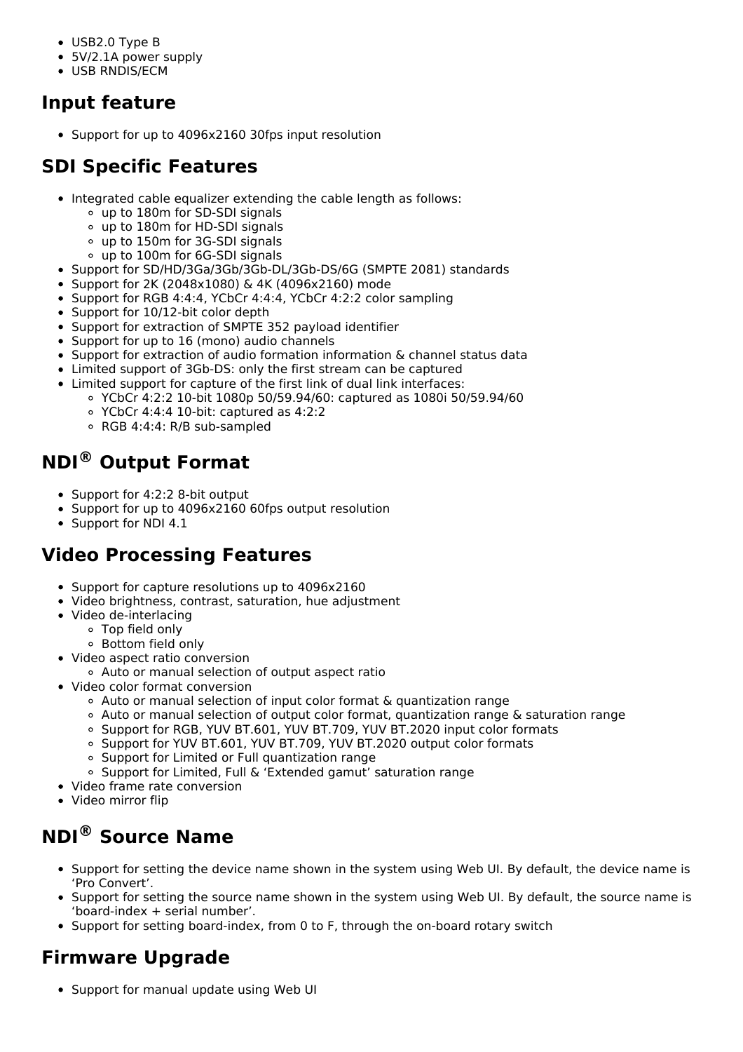- USB2.0 Type B
- 5V/2.1A power supply
- USB RNDIS/ECM

## Input feature

- Support for up to 4096x2160 30fps input resolution

## SDI Specific Features

- Integrated cable equalizer extending the cable length as follows:
  - up to 180m for SD-SDI signals
  - up to 180m for HD-SDI signals
  - up to 150m for 3G-SDI signals
  - up to 100m for 6G-SDI signals
- Support for SD/HD/3Ga/3Gb/3Gb-DL/3Gb-DS/6G (SMPTE 2081) standards
- Support for 2K (2048x1080) & 4K (4096x2160) mode
- Support for RGB 4:4:4, YCbCr 4:4:4, YCbCr 4:2:2 color sampling
- Support for 10/12-bit color depth
- Support for extraction of SMPTE 352 payload identifier
- Support for up to 16 (mono) audio channels
- Support for extraction of audio formation information & channel status data
- Limited support of 3Gb-DS: only the first stream can be captured
- Limited support for capture of the first link of dual link interfaces:
  - YCbCr 4:2:2 10-bit 1080p 50/59.94/60: captured as 1080i 50/59.94/60
  - YCbCr 4:4:4 10-bit: captured as 4:2:2
  - RGB 4:4:4: R/B sub-sampled

## NDI® Output Format

- Support for 4:2:2 8-bit output
- Support for up to 4096x2160 60fps output resolution
- Support for NDI 4.1

## Video Processing Features

- Support for capture resolutions up to 4096x2160
- Video brightness, contrast, saturation, hue adjustment
- Video de-interlacing
  - Top field only
  - Bottom field only
- Video aspect ratio conversion
  - Auto or manual selection of output aspect ratio
- Video color format conversion
  - Auto or manual selection of input color format & quantization range
  - Auto or manual selection of output color format, quantization range & saturation range
  - Support for RGB, YUV BT.601, YUV BT.709, YUV BT.2020 input color formats
  - Support for YUV BT.601, YUV BT.709, YUV BT.2020 output color formats
  - Support for Limited or Full quantization range
  - Support for Limited, Full & 'Extended gamut' saturation range
- Video frame rate conversion
- Video mirror flip

## NDI® Source Name

- Support for setting the device name shown in the system using Web UI. By default, the device name is 'Pro Convert'.
- Support for setting the source name shown in the system using Web UI. By default, the source name is 'board-index + serial number'.
- Support for setting board-index, from 0 to F, through the on-board rotary switch

## Firmware Upgrade

- Support for manual update using Web UI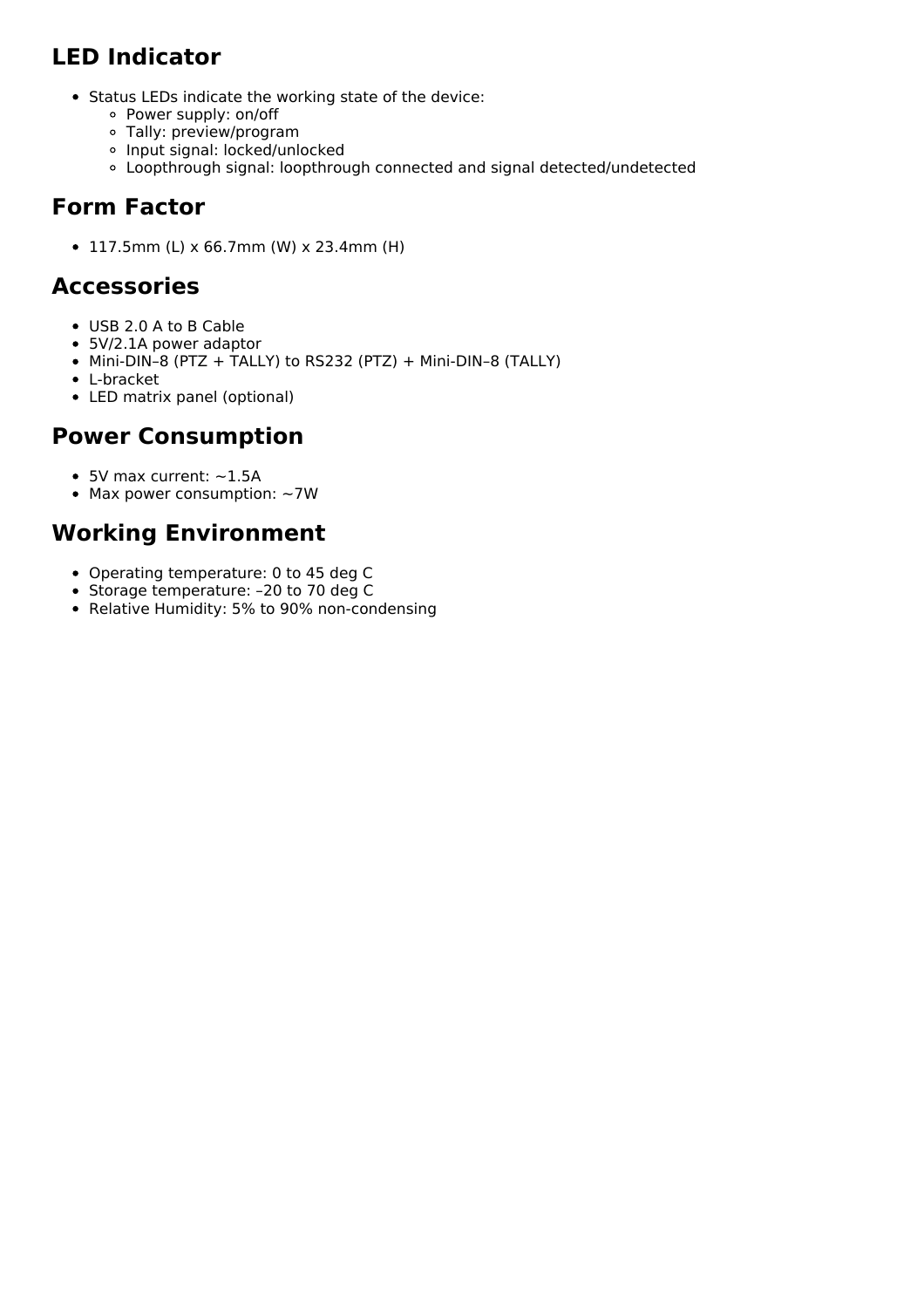## LED Indicator

- Status LEDs indicate the working state of the device:
  - Power supply: on/off
  - Tally: preview/program
  - Input signal: locked/unlocked
  - Loopthrough signal: loopthrough connected and signal detected/undetected

## Form Factor

- 117.5mm (L) x 66.7mm (W) x 23.4mm (H)

## Accessories

- USB 2.0 A to B Cable
- 5V/2.1A power adaptor
- Mini-DIN–8 (PTZ + TALLY) to RS232 (PTZ) + Mini-DIN–8 (TALLY)
- L-bracket
- LED matrix panel (optional)

## Power Consumption

- 5V max current: ~1.5A
- Max power consumption: ~7W

## Working Environment

- Operating temperature: 0 to 45 deg C
- Storage temperature: –20 to 70 deg C
- Relative Humidity: 5% to 90% non-condensing